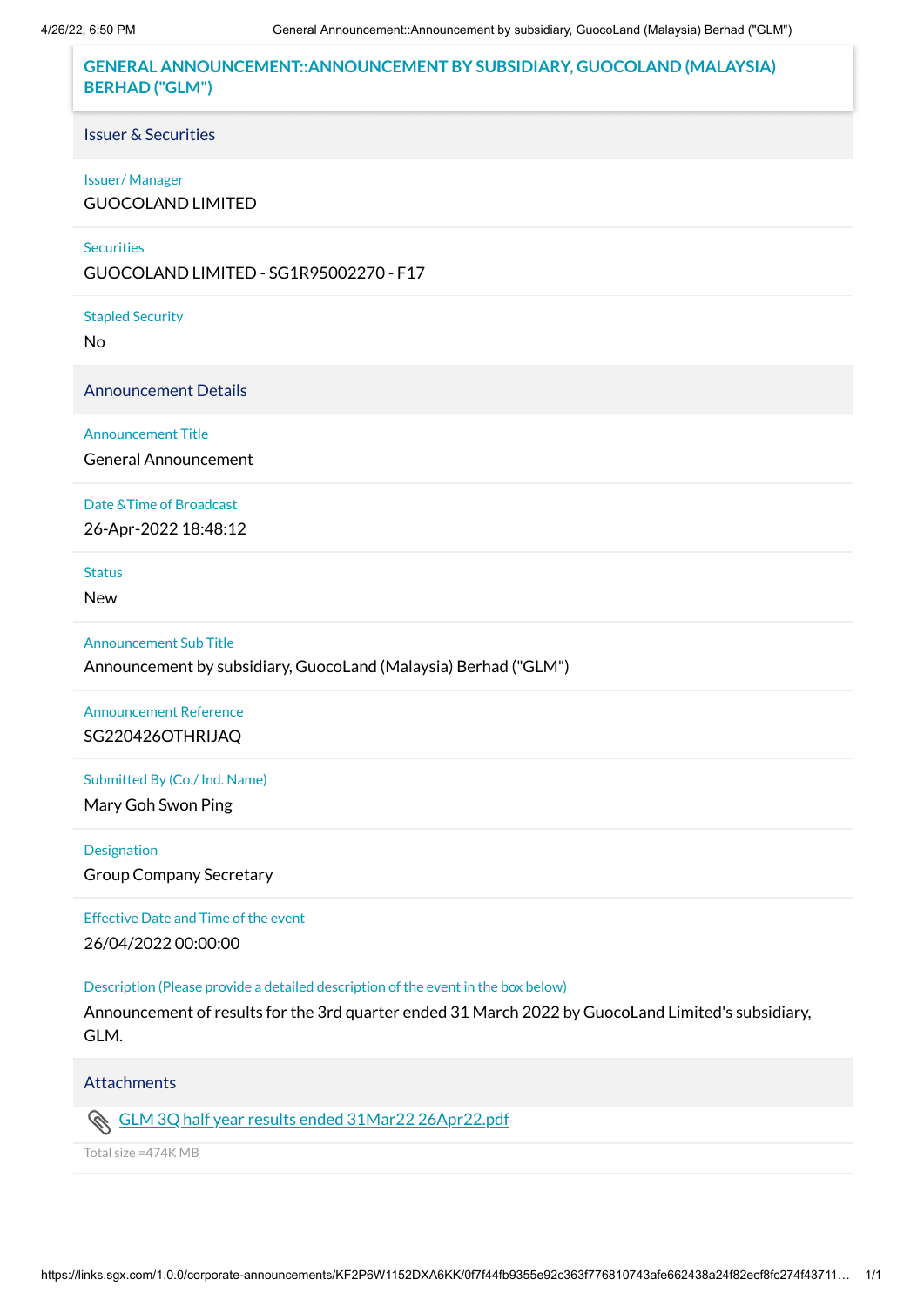# GENERAL ANNOUNCEMENT::ANNOUNCEMENT BY SUBSIDIARY, GUOCOLAND (MALAYSIA) BERHAD ("GLM")

## Issuer & Securities

Issuer/ Manager

GUOCOLAND LIMITED

Securities

GUOCOLAND LIMITED - SG1R95002270 - F17

Stapled Security

No

## Announcement Details

Announcement Title

General Announcement

Date &Time of Broadcast

26-Apr-2022 18:48:12

Status

New

Announcement Sub Title

Announcement by subsidiary, GuocoLand (Malaysia) Berhad ("GLM")

Announcement Reference

SG220426OTHRIJAQ

Submitted By (Co./ Ind. Name)

Mary Goh Swon Ping

Designation

Group Company Secretary

Effective Date and Time of the event

26/04/2022 00:00:00

Description (Please provide a detailed description of the event in the box below)

Announcement of results for the 3rd quarter ended 31 March 2022 by GuocoLand Limited's subsidiary, GLM.

## Attachments

GLM 3Q half year results ended 31Mar22 26Apr22.pdf

Total size =474K MB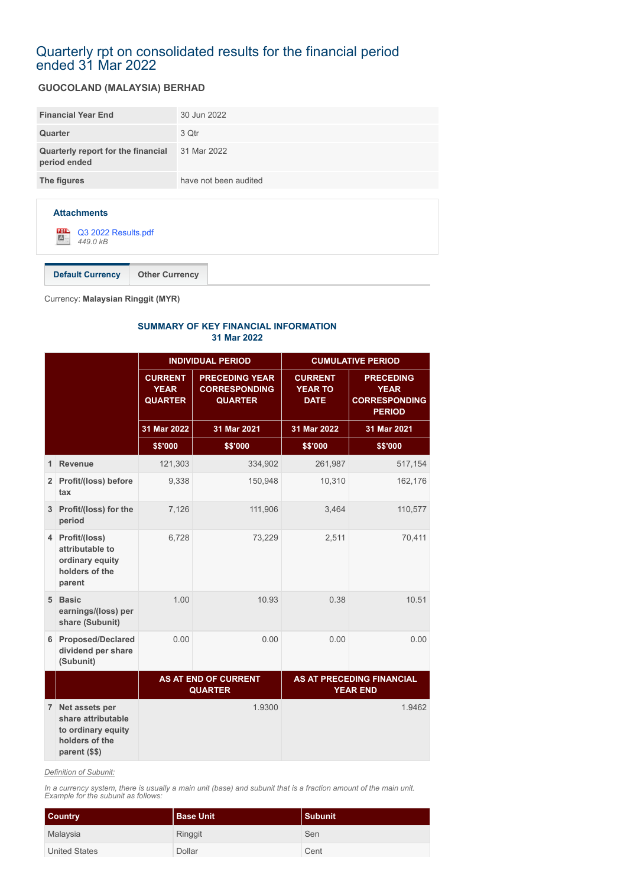# Quarterly rpt on consolidated results for the financial period ended 31 Mar 2022

## GUOCOLAND (MALAYSIA) BERHAD

| | |
|---|---|
| Financial Year End | 30 Jun 2022 |
| Quarter | 3 Qtr |
| Quarterly report for the financial period ended | 31 Mar 2022 |
| The figures | have not been audited |

**Attachments**

Q3 2022 Results.pdf
*449.0 kB*

Default Currency | Other Currency

Currency: **Malaysian Ringgit (MYR)**

### SUMMARY OF KEY FINANCIAL INFORMATION
### 31 Mar 2022

| | | INDIVIDUAL PERIOD | | CUMULATIVE PERIOD | |
|---|---|---|---|---|---|
| | | CURRENT YEAR QUARTER | PRECEDING YEAR CORRESPONDING QUARTER | CURRENT YEAR TO DATE | PRECEDING YEAR CORRESPONDING PERIOD |
| | | 31 Mar 2022 | 31 Mar 2021 | 31 Mar 2022 | 31 Mar 2021 |
| | | $$'000 | $$'000 | $$'000 | $$'000 |
| 1 | Revenue | 121,303 | 334,902 | 261,987 | 517,154 |
| 2 | Profit/(loss) before tax | 9,338 | 150,948 | 10,310 | 162,176 |
| 3 | Profit/(loss) for the period | 7,126 | 111,906 | 3,464 | 110,577 |
| 4 | Profit/(loss) attributable to ordinary equity holders of the parent | 6,728 | 73,229 | 2,511 | 70,411 |
| 5 | Basic earnings/(loss) per share (Subunit) | 1.00 | 10.93 | 0.38 | 10.51 |
| 6 | Proposed/Declared dividend per share (Subunit) | 0.00 | 0.00 | 0.00 | 0.00 |
| | | AS AT END OF CURRENT QUARTER | | AS AT PRECEDING FINANCIAL YEAR END | |
| 7 | Net assets per share attributable to ordinary equity holders of the parent ($$) | 1.9300 | | 1.9462 | |

*Definition of Subunit:*

*In a currency system, there is usually a main unit (base) and subunit that is a fraction amount of the main unit. Example for the subunit as follows:*

| Country | Base Unit | Subunit |
|---|---|---|
| Malaysia | Ringgit | Sen |
| United States | Dollar | Cent |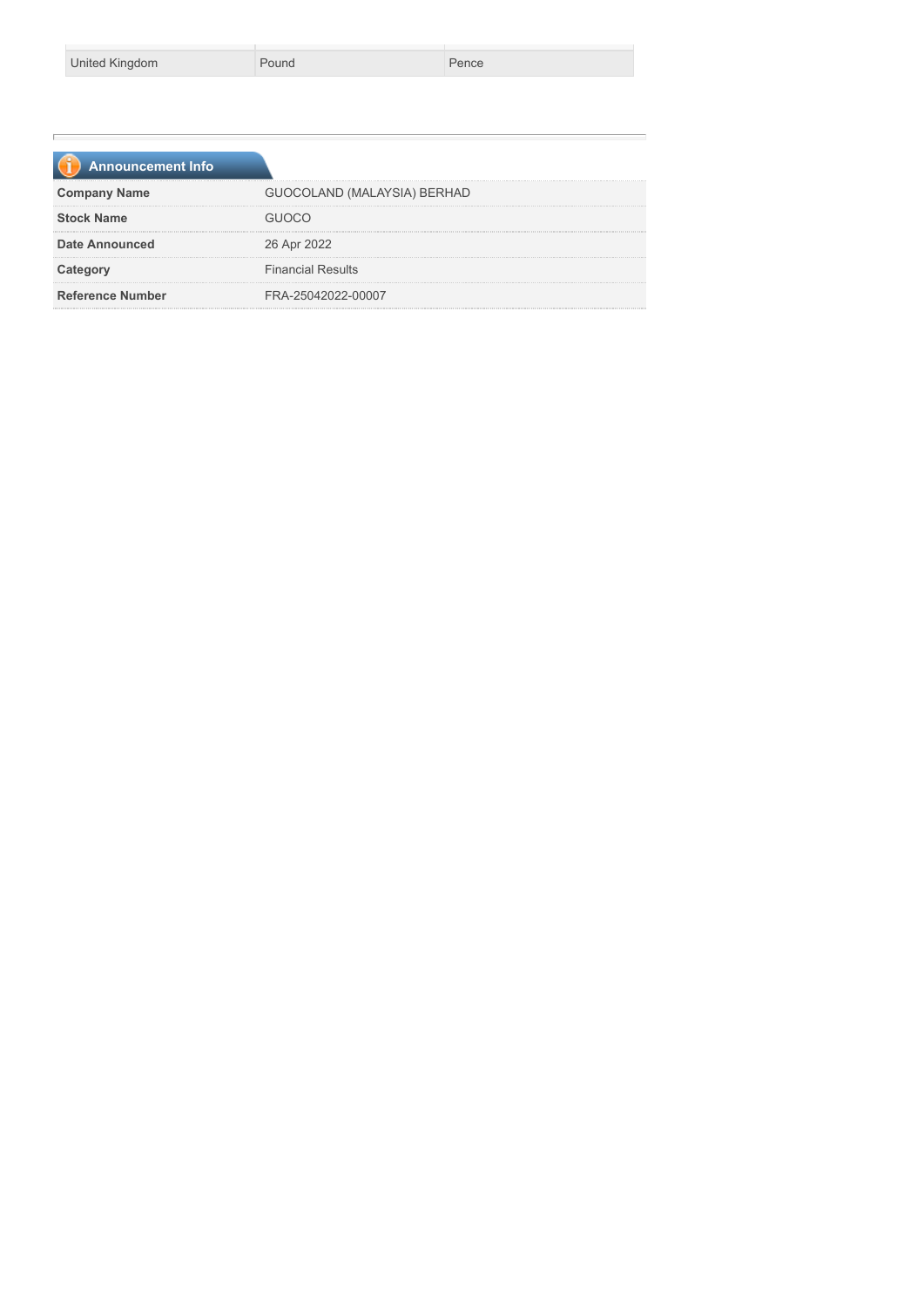| United Kingdom | Pound | Pence |
|---|---|---|

## Announcement Info

| | |
|---|---|
| **Company Name** | GUOCOLAND (MALAYSIA) BERHAD |
| **Stock Name** | GUOCO |
| **Date Announced** | 26 Apr 2022 |
| **Category** | Financial Results |
| **Reference Number** | FRA-25042022-00007 |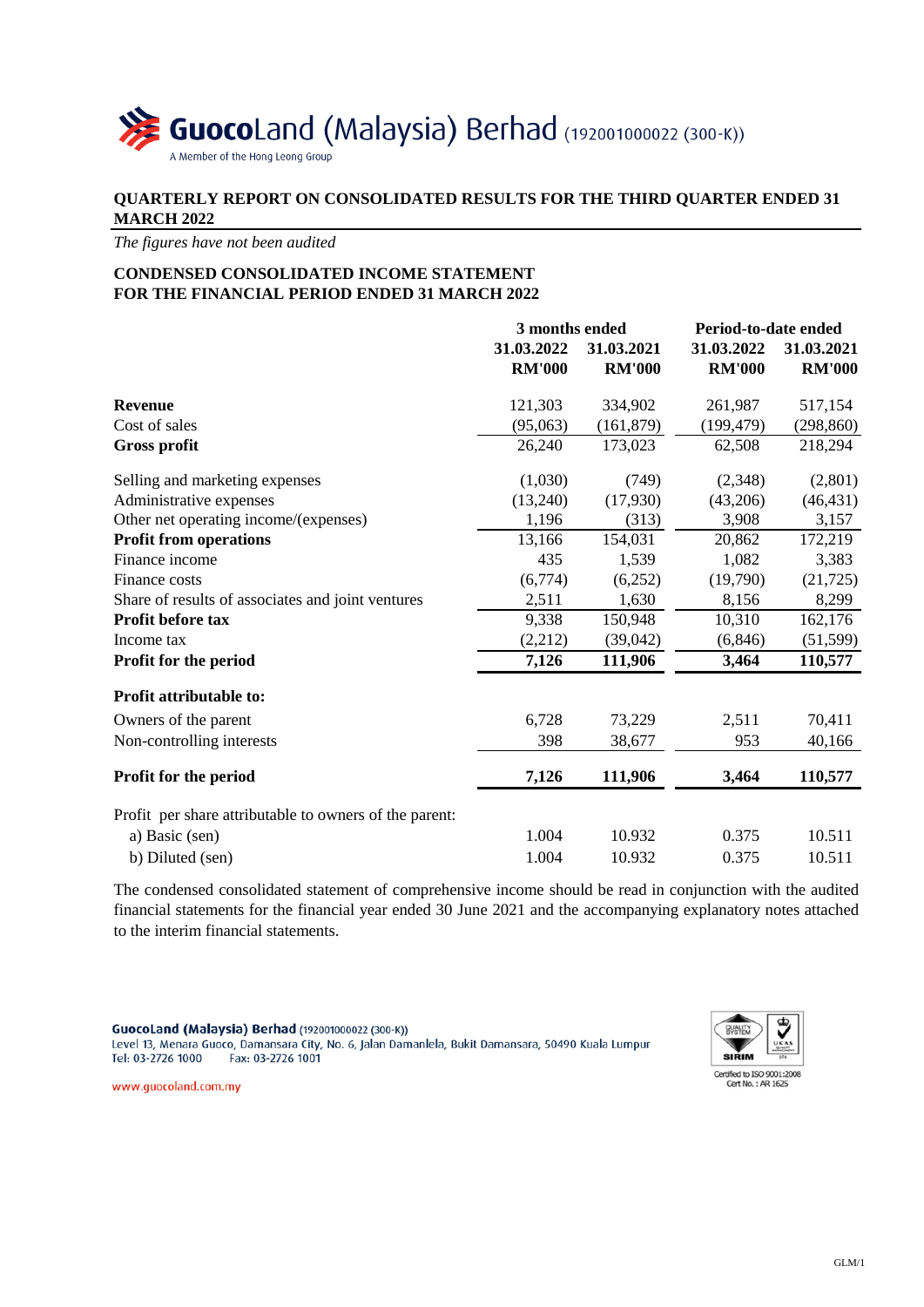GuocoLand (Malaysia) Berhad (192001000022 (300-K))
A Member of the Hong Leong Group

## QUARTERLY REPORT ON CONSOLIDATED RESULTS FOR THE THIRD QUARTER ENDED 31 MARCH 2022

*The figures have not been audited*

### CONDENSED CONSOLIDATED INCOME STATEMENT
### FOR THE FINANCIAL PERIOD ENDED 31 MARCH 2022

| | 3 months ended | | Period-to-date ended | |
|---|---|---|---|---|
| | 31.03.2022 | 31.03.2021 | 31.03.2022 | 31.03.2021 |
| | RM'000 | RM'000 | RM'000 | RM'000 |
| **Revenue** | 121,303 | 334,902 | 261,987 | 517,154 |
| Cost of sales | (95,063) | (161,879) | (199,479) | (298,860) |
| **Gross profit** | 26,240 | 173,023 | 62,508 | 218,294 |
| Selling and marketing expenses | (1,030) | (749) | (2,348) | (2,801) |
| Administrative expenses | (13,240) | (17,930) | (43,206) | (46,431) |
| Other net operating income/(expenses) | 1,196 | (313) | 3,908 | 3,157 |
| **Profit from operations** | 13,166 | 154,031 | 20,862 | 172,219 |
| Finance income | 435 | 1,539 | 1,082 | 3,383 |
| Finance costs | (6,774) | (6,252) | (19,790) | (21,725) |
| Share of results of associates and joint ventures | 2,511 | 1,630 | 8,156 | 8,299 |
| **Profit before tax** | 9,338 | 150,948 | 10,310 | 162,176 |
| Income tax | (2,212) | (39,042) | (6,846) | (51,599) |
| **Profit for the period** | **7,126** | **111,906** | **3,464** | **110,577** |
| **Profit attributable to:** | | | | |
| Owners of the parent | 6,728 | 73,229 | 2,511 | 70,411 |
| Non-controlling interests | 398 | 38,677 | 953 | 40,166 |
| **Profit for the period** | **7,126** | **111,906** | **3,464** | **110,577** |
| Profit per share attributable to owners of the parent: | | | | |
| a) Basic (sen) | 1.004 | 10.932 | 0.375 | 10.511 |
| b) Diluted (sen) | 1.004 | 10.932 | 0.375 | 10.511 |

The condensed consolidated statement of comprehensive income should be read in conjunction with the audited financial statements for the financial year ended 30 June 2021 and the accompanying explanatory notes attached to the interim financial statements.

**GuocoLand (Malaysia) Berhad** (192001000022 (300-K))
Level 13, Menara Guoco, Damansara City, No. 6, Jalan Damanlela, Bukit Damansara, 50490 Kuala Lumpur
Tel: 03-2726 1000 Fax: 03-2726 1001

www.guocoland.com.my

Certified to ISO 9001:2008
Cert No. : AR 1625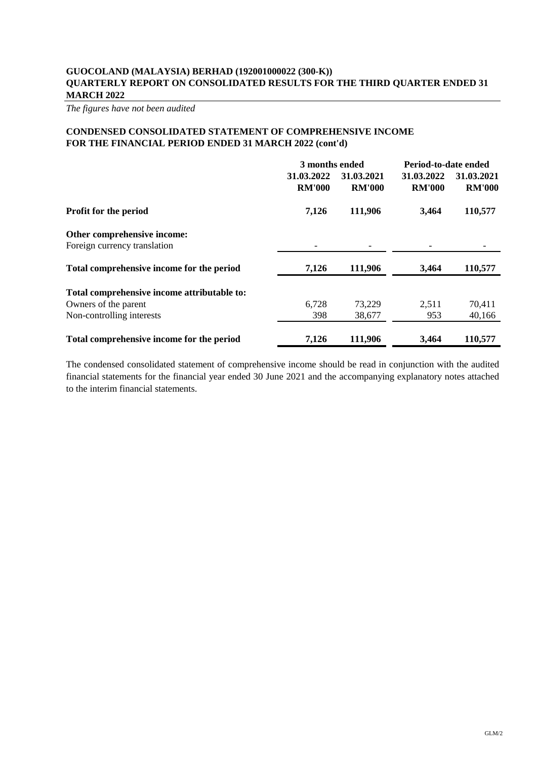**GUOCOLAND (MALAYSIA) BERHAD (192001000022 (300-K))**
**QUARTERLY REPORT ON CONSOLIDATED RESULTS FOR THE THIRD QUARTER ENDED 31 MARCH 2022**

*The figures have not been audited*

## CONDENSED CONSOLIDATED STATEMENT OF COMPREHENSIVE INCOME FOR THE FINANCIAL PERIOD ENDED 31 MARCH 2022 (cont'd)

| | 3 months ended | | Period-to-date ended | |
|---|---|---|---|---|
| | 31.03.2022 | 31.03.2021 | 31.03.2022 | 31.03.2021 |
| | RM'000 | RM'000 | RM'000 | RM'000 |
| **Profit for the period** | **7,126** | **111,906** | **3,464** | **110,577** |
| **Other comprehensive income:** | | | | |
| Foreign currency translation | - | - | - | - |
| **Total comprehensive income for the period** | **7,126** | **111,906** | **3,464** | **110,577** |
| **Total comprehensive income attributable to:** | | | | |
| Owners of the parent | 6,728 | 73,229 | 2,511 | 70,411 |
| Non-controlling interests | 398 | 38,677 | 953 | 40,166 |
| **Total comprehensive income for the period** | **7,126** | **111,906** | **3,464** | **110,577** |

The condensed consolidated statement of comprehensive income should be read in conjunction with the audited financial statements for the financial year ended 30 June 2021 and the accompanying explanatory notes attached to the interim financial statements.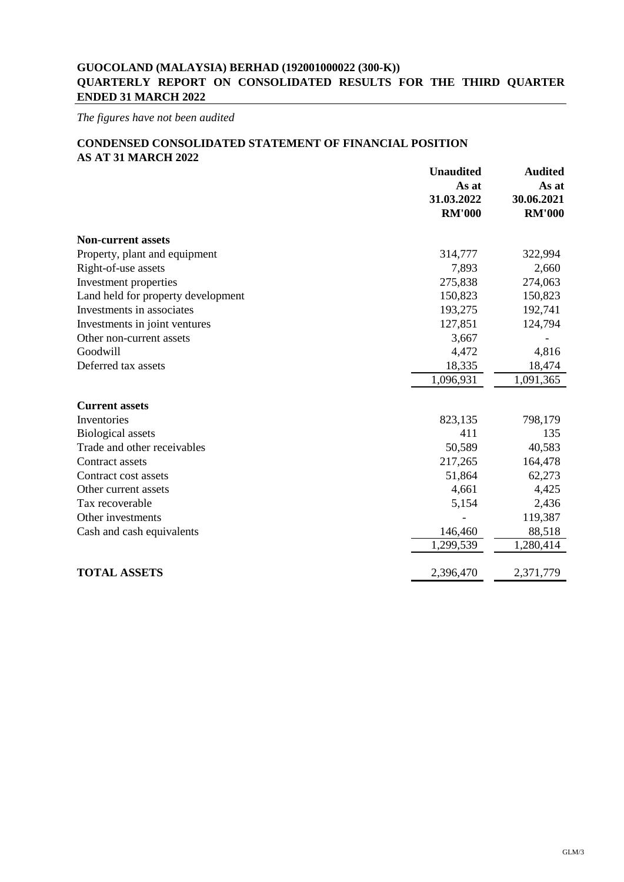**GUOCOLAND (MALAYSIA) BERHAD (192001000022 (300-K))**
**QUARTERLY REPORT ON CONSOLIDATED RESULTS FOR THE THIRD QUARTER ENDED 31 MARCH 2022**

*The figures have not been audited*

**CONDENSED CONSOLIDATED STATEMENT OF FINANCIAL POSITION**
**AS AT 31 MARCH 2022**

| | Unaudited As at 31.03.2022 RM'000 | Audited As at 30.06.2021 RM'000 |
|---|---|---|
| **Non-current assets** | | |
| Property, plant and equipment | 314,777 | 322,994 |
| Right-of-use assets | 7,893 | 2,660 |
| Investment properties | 275,838 | 274,063 |
| Land held for property development | 150,823 | 150,823 |
| Investments in associates | 193,275 | 192,741 |
| Investments in joint ventures | 127,851 | 124,794 |
| Other non-current assets | 3,667 | - |
| Goodwill | 4,472 | 4,816 |
| Deferred tax assets | 18,335 | 18,474 |
| | 1,096,931 | 1,091,365 |
| **Current assets** | | |
| Inventories | 823,135 | 798,179 |
| Biological assets | 411 | 135 |
| Trade and other receivables | 50,589 | 40,583 |
| Contract assets | 217,265 | 164,478 |
| Contract cost assets | 51,864 | 62,273 |
| Other current assets | 4,661 | 4,425 |
| Tax recoverable | 5,154 | 2,436 |
| Other investments | - | 119,387 |
| Cash and cash equivalents | 146,460 | 88,518 |
| | 1,299,539 | 1,280,414 |
| **TOTAL ASSETS** | 2,396,470 | 2,371,779 |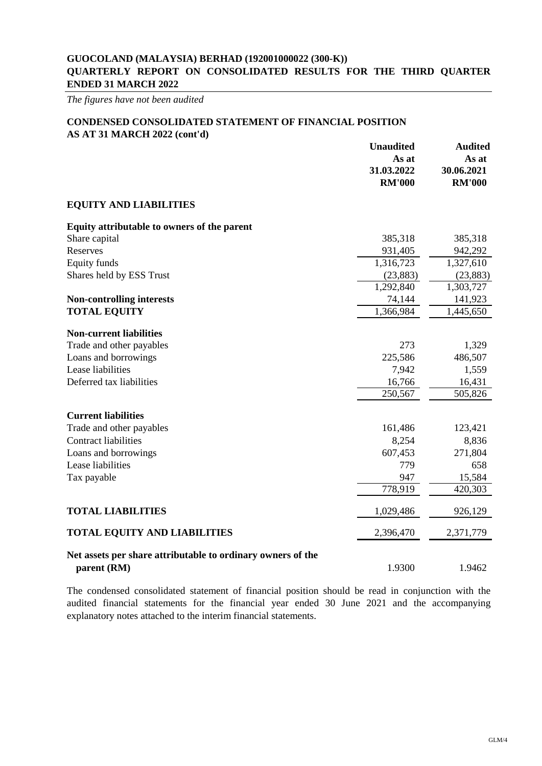**GUOCOLAND (MALAYSIA) BERHAD (192001000022 (300-K))**
**QUARTERLY REPORT ON CONSOLIDATED RESULTS FOR THE THIRD QUARTER ENDED 31 MARCH 2022**

*The figures have not been audited*

## CONDENSED CONSOLIDATED STATEMENT OF FINANCIAL POSITION AS AT 31 MARCH 2022 (cont'd)

| | Unaudited As at 31.03.2022 RM'000 | Audited As at 30.06.2021 RM'000 |
|---|---|---|
| **EQUITY AND LIABILITIES** | | |
| **Equity attributable to owners of the parent** | | |
| Share capital | 385,318 | 385,318 |
| Reserves | 931,405 | 942,292 |
| Equity funds | 1,316,723 | 1,327,610 |
| Shares held by ESS Trust | (23,883) | (23,883) |
| | 1,292,840 | 1,303,727 |
| **Non-controlling interests** | 74,144 | 141,923 |
| **TOTAL EQUITY** | 1,366,984 | 1,445,650 |
| **Non-current liabilities** | | |
| Trade and other payables | 273 | 1,329 |
| Loans and borrowings | 225,586 | 486,507 |
| Lease liabilities | 7,942 | 1,559 |
| Deferred tax liabilities | 16,766 | 16,431 |
| | 250,567 | 505,826 |
| **Current liabilities** | | |
| Trade and other payables | 161,486 | 123,421 |
| Contract liabilities | 8,254 | 8,836 |
| Loans and borrowings | 607,453 | 271,804 |
| Lease liabilities | 779 | 658 |
| Tax payable | 947 | 15,584 |
| | 778,919 | 420,303 |
| **TOTAL LIABILITIES** | 1,029,486 | 926,129 |
| **TOTAL EQUITY AND LIABILITIES** | 2,396,470 | 2,371,779 |
| **Net assets per share attributable to ordinary owners of the parent (RM)** | 1.9300 | 1.9462 |

The condensed consolidated statement of financial position should be read in conjunction with the audited financial statements for the financial year ended 30 June 2021 and the accompanying explanatory notes attached to the interim financial statements.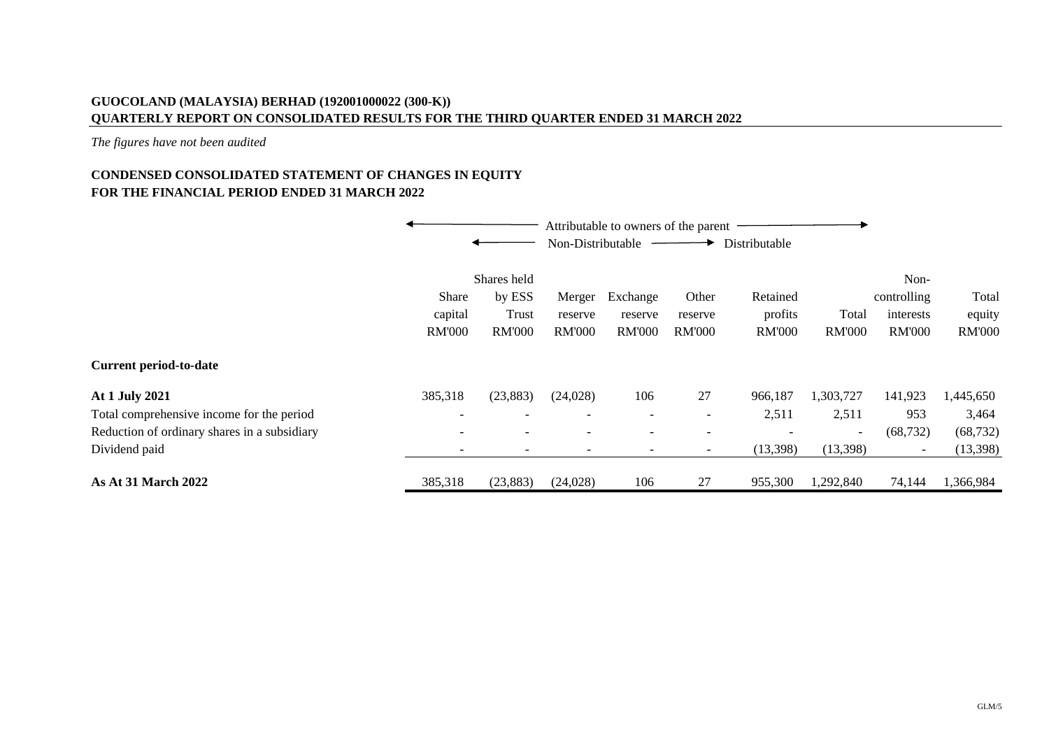**GUOCOLAND (MALAYSIA) BERHAD (192001000022 (300-K))**
**QUARTERLY REPORT ON CONSOLIDATED RESULTS FOR THE THIRD QUARTER ENDED 31 MARCH 2022**

*The figures have not been audited*

## CONDENSED CONSOLIDATED STATEMENT OF CHANGES IN EQUITY
## FOR THE FINANCIAL PERIOD ENDED 31 MARCH 2022

| | ← Attributable to owners of the parent → | | | | | | | | |
|---|---|---|---|---|---|---|---|---|---|
| | | ← Non-Distributable | | | → Distributable | | | | |
| | Share capital RM'000 | Shares held by ESS Trust RM'000 | Merger reserve RM'000 | Exchange reserve RM'000 | Other reserve RM'000 | Retained profits RM'000 | Total RM'000 | Non-controlling interests RM'000 | Total equity RM'000 |
| **Current period-to-date** | | | | | | | | | |
| **At 1 July 2021** | 385,318 | (23,883) | (24,028) | 106 | 27 | 966,187 | 1,303,727 | 141,923 | 1,445,650 |
| Total comprehensive income for the period | - | - | - | - | - | 2,511 | 2,511 | 953 | 3,464 |
| Reduction of ordinary shares in a subsidiary | - | - | - | - | - | - | - | (68,732) | (68,732) |
| Dividend paid | - | - | - | - | - | (13,398) | (13,398) | - | (13,398) |
| **As At 31 March 2022** | 385,318 | (23,883) | (24,028) | 106 | 27 | 955,300 | 1,292,840 | 74,144 | 1,366,984 |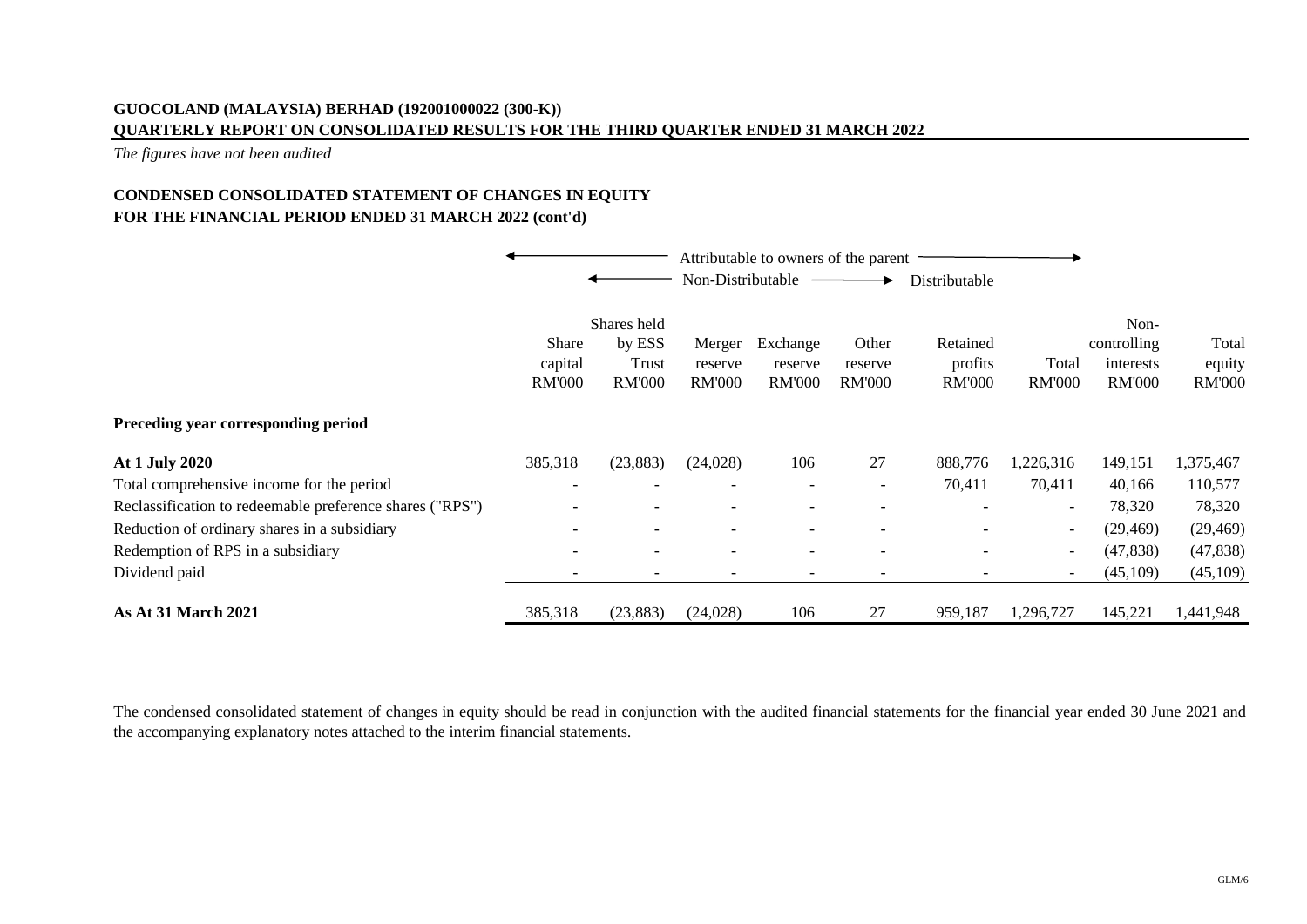**GUOCOLAND (MALAYSIA) BERHAD (192001000022 (300-K))**
**QUARTERLY REPORT ON CONSOLIDATED RESULTS FOR THE THIRD QUARTER ENDED 31 MARCH 2022**

*The figures have not been audited*

**CONDENSED CONSOLIDATED STATEMENT OF CHANGES IN EQUITY**
**FOR THE FINANCIAL PERIOD ENDED 31 MARCH 2022 (cont'd)**

| | Attributable to owners of the parent | | | | | | | | |
|---|---|---|---|---|---|---|---|---|---|
| | | Non-Distributable | | | | Distributable | | | |
| | Share capital RM'000 | Shares held by ESS Trust RM'000 | Merger reserve RM'000 | Exchange reserve RM'000 | Other reserve RM'000 | Retained profits RM'000 | Total RM'000 | Non-controlling interests RM'000 | Total equity RM'000 |
| **Preceding year corresponding period** | | | | | | | | | |
| **At 1 July 2020** | 385,318 | (23,883) | (24,028) | 106 | 27 | 888,776 | 1,226,316 | 149,151 | 1,375,467 |
| Total comprehensive income for the period | - | - | - | - | - | 70,411 | 70,411 | 40,166 | 110,577 |
| Reclassification to redeemable preference shares ("RPS") | - | - | - | - | - | - | - | 78,320 | 78,320 |
| Reduction of ordinary shares in a subsidiary | - | - | - | - | - | - | - | (29,469) | (29,469) |
| Redemption of RPS in a subsidiary | - | - | - | - | - | - | - | (47,838) | (47,838) |
| Dividend paid | - | - | - | - | - | - | - | (45,109) | (45,109) |
| **As At 31 March 2021** | 385,318 | (23,883) | (24,028) | 106 | 27 | 959,187 | 1,296,727 | 145,221 | 1,441,948 |

The condensed consolidated statement of changes in equity should be read in conjunction with the audited financial statements for the financial year ended 30 June 2021 and the accompanying explanatory notes attached to the interim financial statements.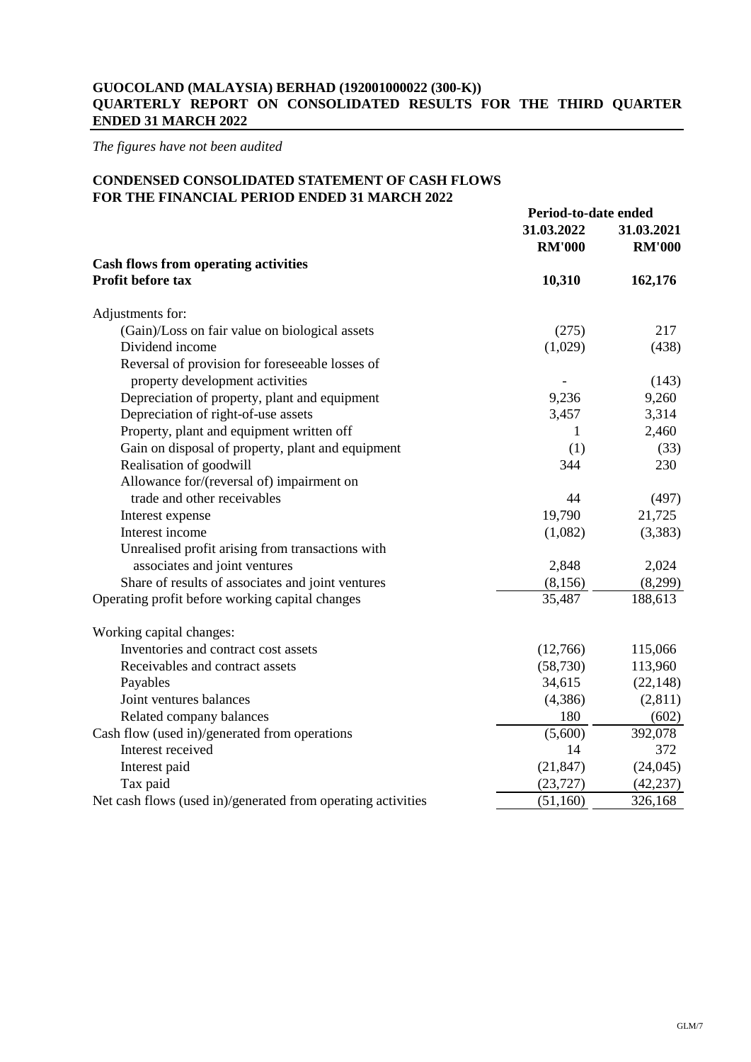**GUOCOLAND (MALAYSIA) BERHAD (192001000022 (300-K))**
**QUARTERLY REPORT ON CONSOLIDATED RESULTS FOR THE THIRD QUARTER ENDED 31 MARCH 2022**

*The figures have not been audited*

**CONDENSED CONSOLIDATED STATEMENT OF CASH FLOWS**
**FOR THE FINANCIAL PERIOD ENDED 31 MARCH 2022**

| | Period-to-date ended | |
|---|---|---|
| | **31.03.2022** | **31.03.2021** |
| | **RM'000** | **RM'000** |
| **Cash flows from operating activities** | | |
| **Profit before tax** | **10,310** | **162,176** |
| Adjustments for: | | |
| (Gain)/Loss on fair value on biological assets | (275) | 217 |
| Dividend income | (1,029) | (438) |
| Reversal of provision for foreseeable losses of property development activities | - | (143) |
| Depreciation of property, plant and equipment | 9,236 | 9,260 |
| Depreciation of right-of-use assets | 3,457 | 3,314 |
| Property, plant and equipment written off | 1 | 2,460 |
| Gain on disposal of property, plant and equipment | (1) | (33) |
| Realisation of goodwill | 344 | 230 |
| Allowance for/(reversal of) impairment on trade and other receivables | 44 | (497) |
| Interest expense | 19,790 | 21,725 |
| Interest income | (1,082) | (3,383) |
| Unrealised profit arising from transactions with associates and joint ventures | 2,848 | 2,024 |
| Share of results of associates and joint ventures | (8,156) | (8,299) |
| Operating profit before working capital changes | 35,487 | 188,613 |
| Working capital changes: | | |
| Inventories and contract cost assets | (12,766) | 115,066 |
| Receivables and contract assets | (58,730) | 113,960 |
| Payables | 34,615 | (22,148) |
| Joint ventures balances | (4,386) | (2,811) |
| Related company balances | 180 | (602) |
| Cash flow (used in)/generated from operations | (5,600) | 392,078 |
| Interest received | 14 | 372 |
| Interest paid | (21,847) | (24,045) |
| Tax paid | (23,727) | (42,237) |
| Net cash flows (used in)/generated from operating activities | (51,160) | 326,168 |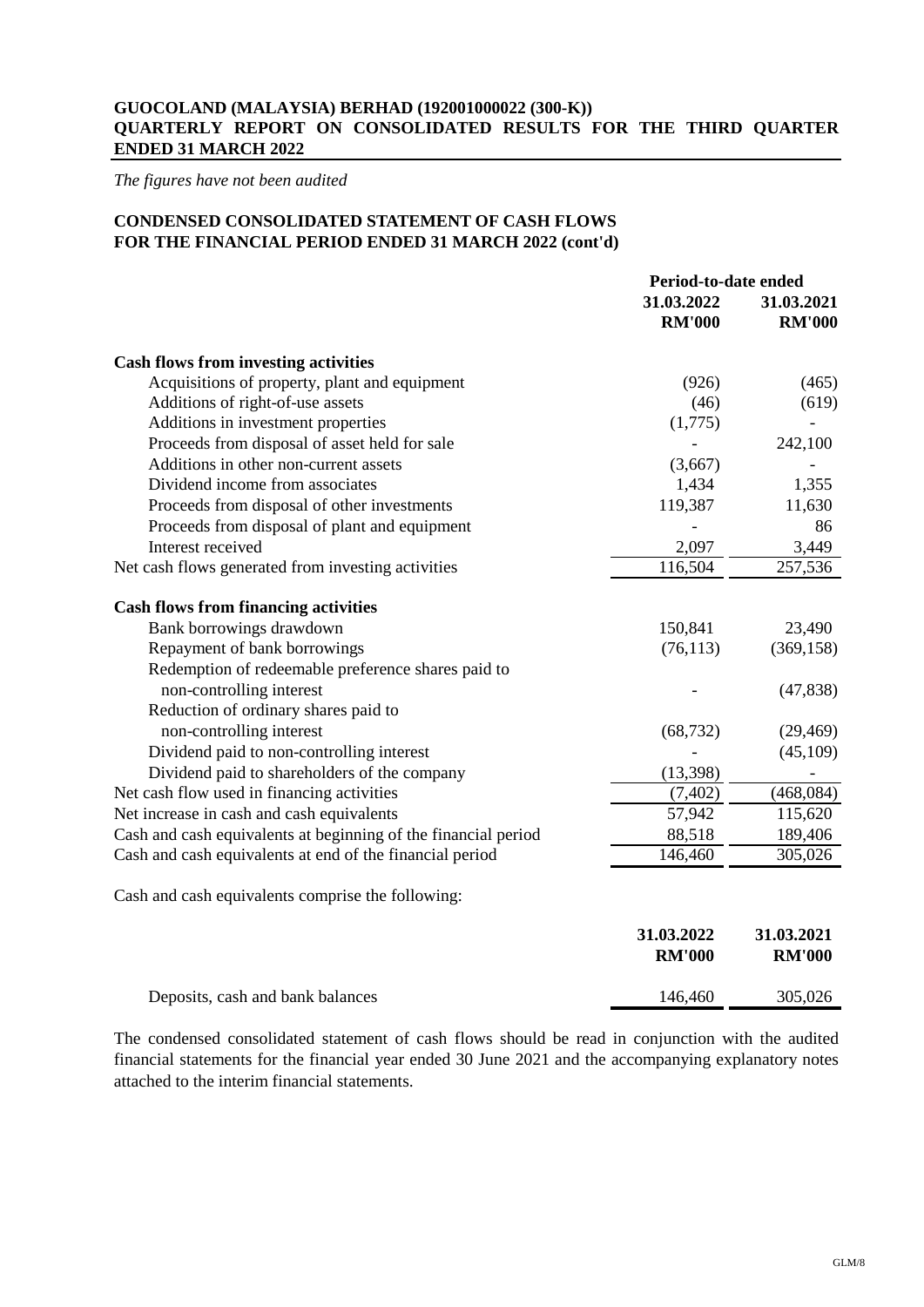**GUOCOLAND (MALAYSIA) BERHAD (192001000022 (300-K))**
**QUARTERLY REPORT ON CONSOLIDATED RESULTS FOR THE THIRD QUARTER ENDED 31 MARCH 2022**

*The figures have not been audited*

**CONDENSED CONSOLIDATED STATEMENT OF CASH FLOWS**
**FOR THE FINANCIAL PERIOD ENDED 31 MARCH 2022 (cont'd)**

| | Period-to-date ended | |
|---|---|---|
| | **31.03.2022** | **31.03.2021** |
| | **RM'000** | **RM'000** |
| **Cash flows from investing activities** | | |
| Acquisitions of property, plant and equipment | (926) | (465) |
| Additions of right-of-use assets | (46) | (619) |
| Additions in investment properties | (1,775) | - |
| Proceeds from disposal of asset held for sale | - | 242,100 |
| Additions in other non-current assets | (3,667) | - |
| Dividend income from associates | 1,434 | 1,355 |
| Proceeds from disposal of other investments | 119,387 | 11,630 |
| Proceeds from disposal of plant and equipment | - | 86 |
| Interest received | 2,097 | 3,449 |
| Net cash flows generated from investing activities | 116,504 | 257,536 |
| **Cash flows from financing activities** | | |
| Bank borrowings drawdown | 150,841 | 23,490 |
| Repayment of bank borrowings | (76,113) | (369,158) |
| Redemption of redeemable preference shares paid to non-controlling interest | - | (47,838) |
| Reduction of ordinary shares paid to non-controlling interest | (68,732) | (29,469) |
| Dividend paid to non-controlling interest | - | (45,109) |
| Dividend paid to shareholders of the company | (13,398) | - |
| Net cash flow used in financing activities | (7,402) | (468,084) |
| Net increase in cash and cash equivalents | 57,942 | 115,620 |
| Cash and cash equivalents at beginning of the financial period | 88,518 | 189,406 |
| Cash and cash equivalents at end of the financial period | 146,460 | 305,026 |

Cash and cash equivalents comprise the following:

| | **31.03.2022** | **31.03.2021** |
|---|---|---|
| | **RM'000** | **RM'000** |
| Deposits, cash and bank balances | 146,460 | 305,026 |

The condensed consolidated statement of cash flows should be read in conjunction with the audited financial statements for the financial year ended 30 June 2021 and the accompanying explanatory notes attached to the interim financial statements.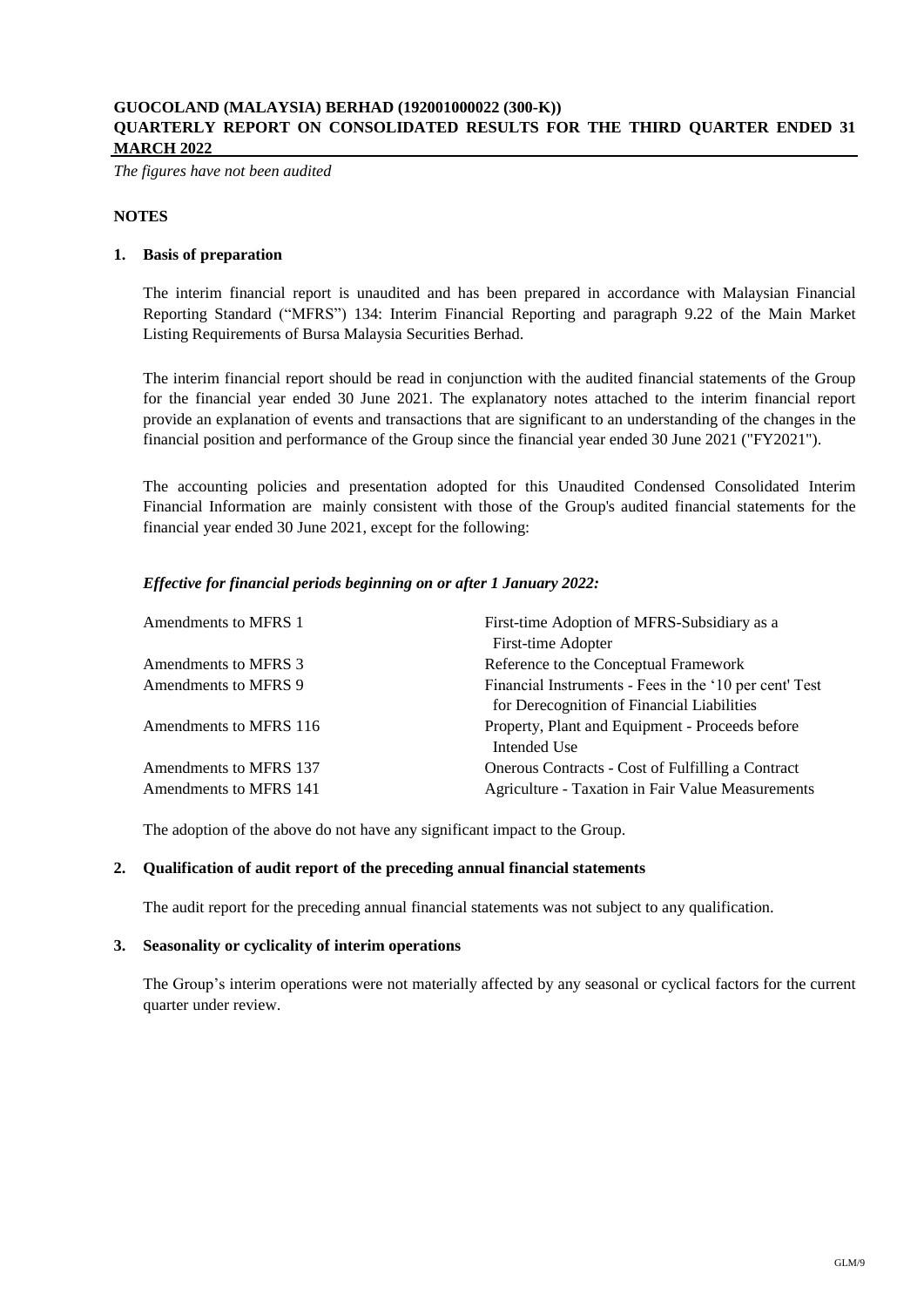**GUOCOLAND (MALAYSIA) BERHAD (192001000022 (300-K))**
**QUARTERLY REPORT ON CONSOLIDATED RESULTS FOR THE THIRD QUARTER ENDED 31 MARCH 2022**

*The figures have not been audited*

## NOTES

### 1. Basis of preparation

The interim financial report is unaudited and has been prepared in accordance with Malaysian Financial Reporting Standard ("MFRS") 134: Interim Financial Reporting and paragraph 9.22 of the Main Market Listing Requirements of Bursa Malaysia Securities Berhad.

The interim financial report should be read in conjunction with the audited financial statements of the Group for the financial year ended 30 June 2021. The explanatory notes attached to the interim financial report provide an explanation of events and transactions that are significant to an understanding of the changes in the financial position and performance of the Group since the financial year ended 30 June 2021 ("FY2021").

The accounting policies and presentation adopted for this Unaudited Condensed Consolidated Interim Financial Information are mainly consistent with those of the Group's audited financial statements for the financial year ended 30 June 2021, except for the following:

***Effective for financial periods beginning on or after 1 January 2022:***

| | |
|---|---|
| Amendments to MFRS 1 | First-time Adoption of MFRS-Subsidiary as a First-time Adopter |
| Amendments to MFRS 3 | Reference to the Conceptual Framework |
| Amendments to MFRS 9 | Financial Instruments - Fees in the '10 per cent' Test for Derecognition of Financial Liabilities |
| Amendments to MFRS 116 | Property, Plant and Equipment - Proceeds before Intended Use |
| Amendments to MFRS 137 | Onerous Contracts - Cost of Fulfilling a Contract |
| Amendments to MFRS 141 | Agriculture - Taxation in Fair Value Measurements |

The adoption of the above do not have any significant impact to the Group.

### 2. Qualification of audit report of the preceding annual financial statements

The audit report for the preceding annual financial statements was not subject to any qualification.

### 3. Seasonality or cyclicality of interim operations

The Group's interim operations were not materially affected by any seasonal or cyclical factors for the current quarter under review.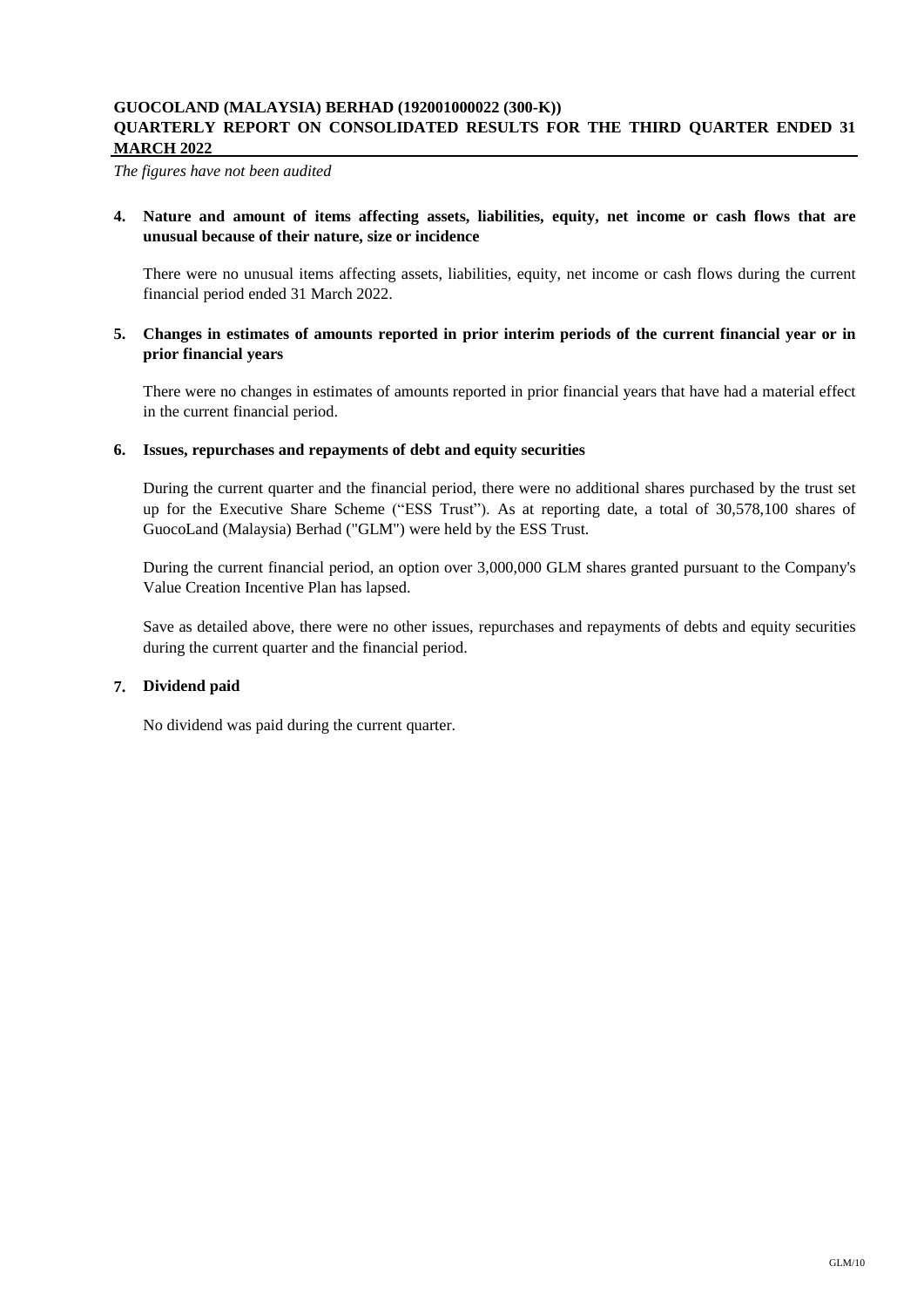*The figures have not been audited*

**4. Nature and amount of items affecting assets, liabilities, equity, net income or cash flows that are unusual because of their nature, size or incidence**

There were no unusual items affecting assets, liabilities, equity, net income or cash flows during the current financial period ended 31 March 2022.

**5. Changes in estimates of amounts reported in prior interim periods of the current financial year or in prior financial years**

There were no changes in estimates of amounts reported in prior financial years that have had a material effect in the current financial period.

**6. Issues, repurchases and repayments of debt and equity securities**

During the current quarter and the financial period, there were no additional shares purchased by the trust set up for the Executive Share Scheme ("ESS Trust"). As at reporting date, a total of 30,578,100 shares of GuocoLand (Malaysia) Berhad ("GLM") were held by the ESS Trust.

During the current financial period, an option over 3,000,000 GLM shares granted pursuant to the Company's Value Creation Incentive Plan has lapsed.

Save as detailed above, there were no other issues, repurchases and repayments of debts and equity securities during the current quarter and the financial period.

**7. Dividend paid**

No dividend was paid during the current quarter.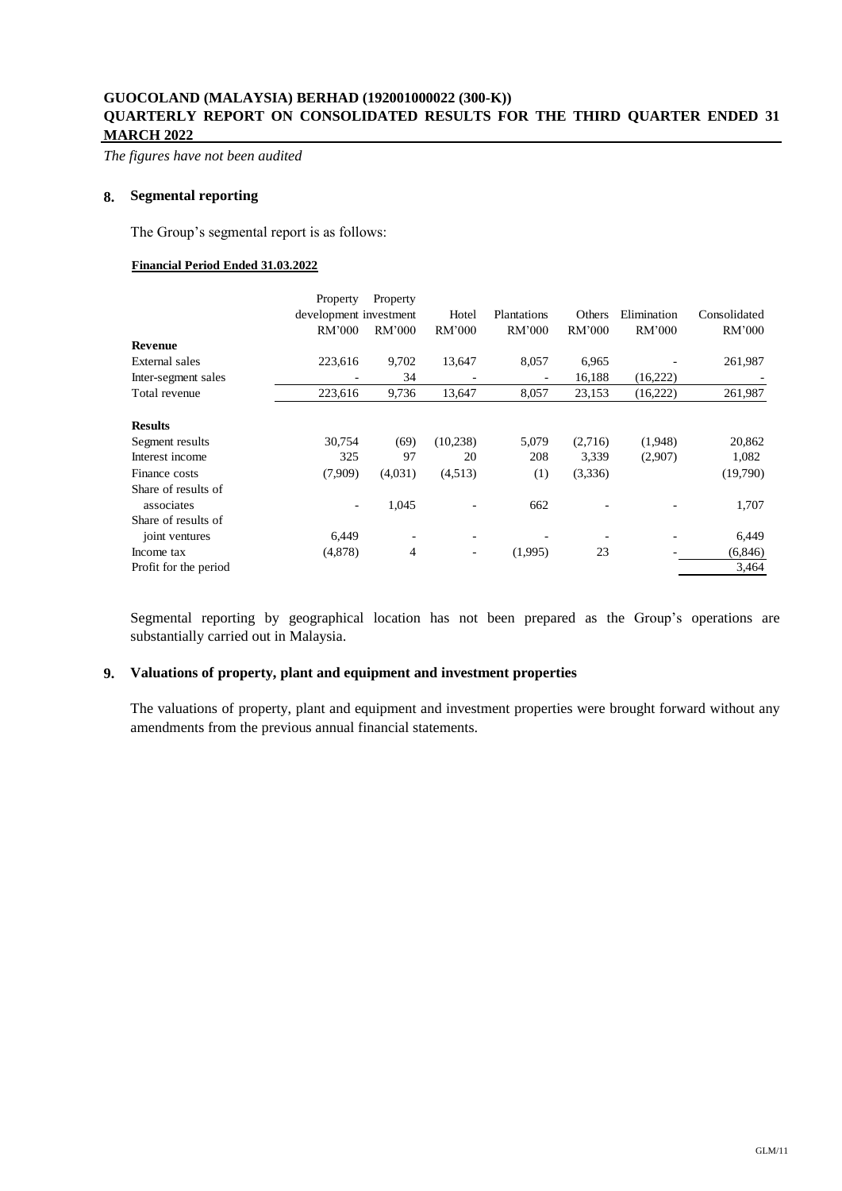**GUOCOLAND (MALAYSIA) BERHAD (192001000022 (300-K))**
**QUARTERLY REPORT ON CONSOLIDATED RESULTS FOR THE THIRD QUARTER ENDED 31 MARCH 2022**

*The figures have not been audited*

## 8. Segmental reporting

The Group's segmental report is as follows:

**Financial Period Ended 31.03.2022**

| | Property development | Property investment | Hotel | Plantations | Others | Elimination | Consolidated |
|---|---|---|---|---|---|---|---|
| | RM'000 | RM'000 | RM'000 | RM'000 | RM'000 | RM'000 | RM'000 |
| **Revenue** | | | | | | | |
| External sales | 223,616 | 9,702 | 13,647 | 8,057 | 6,965 | - | 261,987 |
| Inter-segment sales | - | 34 | - | - | 16,188 | (16,222) | - |
| Total revenue | 223,616 | 9,736 | 13,647 | 8,057 | 23,153 | (16,222) | 261,987 |
| **Results** | | | | | | | |
| Segment results | 30,754 | (69) | (10,238) | 5,079 | (2,716) | (1,948) | 20,862 |
| Interest income | 325 | 97 | 20 | 208 | 3,339 | (2,907) | 1,082 |
| Finance costs | (7,909) | (4,031) | (4,513) | (1) | (3,336) | | (19,790) |
| Share of results of associates | - | 1,045 | - | 662 | - | - | 1,707 |
| Share of results of joint ventures | 6,449 | - | - | - | - | - | 6,449 |
| Income tax | (4,878) | 4 | - | (1,995) | 23 | - | (6,846) |
| Profit for the period | | | | | | | 3,464 |

Segmental reporting by geographical location has not been prepared as the Group's operations are substantially carried out in Malaysia.

## 9. Valuations of property, plant and equipment and investment properties

The valuations of property, plant and equipment and investment properties were brought forward without any amendments from the previous annual financial statements.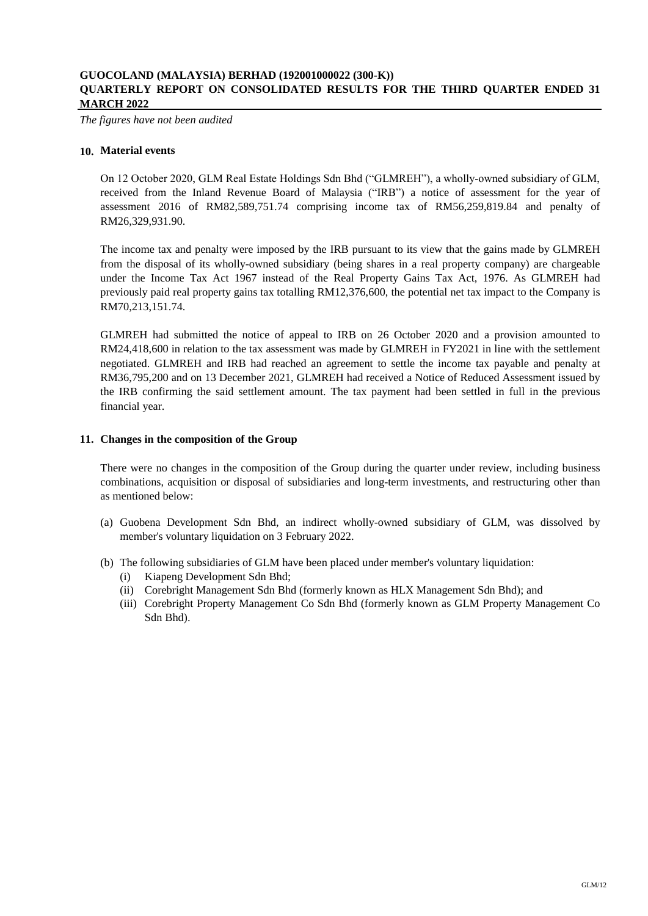## 10. Material events

On 12 October 2020, GLM Real Estate Holdings Sdn Bhd ("GLMREH"), a wholly-owned subsidiary of GLM, received from the Inland Revenue Board of Malaysia ("IRB") a notice of assessment for the year of assessment 2016 of RM82,589,751.74 comprising income tax of RM56,259,819.84 and penalty of RM26,329,931.90.

The income tax and penalty were imposed by the IRB pursuant to its view that the gains made by GLMREH from the disposal of its wholly-owned subsidiary (being shares in a real property company) are chargeable under the Income Tax Act 1967 instead of the Real Property Gains Tax Act, 1976. As GLMREH had previously paid real property gains tax totalling RM12,376,600, the potential net tax impact to the Company is RM70,213,151.74.

GLMREH had submitted the notice of appeal to IRB on 26 October 2020 and a provision amounted to RM24,418,600 in relation to the tax assessment was made by GLMREH in FY2021 in line with the settlement negotiated. GLMREH and IRB had reached an agreement to settle the income tax payable and penalty at RM36,795,200 and on 13 December 2021, GLMREH had received a Notice of Reduced Assessment issued by the IRB confirming the said settlement amount. The tax payment had been settled in full in the previous financial year.

## 11. Changes in the composition of the Group

There were no changes in the composition of the Group during the quarter under review, including business combinations, acquisition or disposal of subsidiaries and long-term investments, and restructuring other than as mentioned below:

(a) Guobena Development Sdn Bhd, an indirect wholly-owned subsidiary of GLM, was dissolved by member's voluntary liquidation on 3 February 2022.

(b) The following subsidiaries of GLM have been placed under member's voluntary liquidation:
   (i) Kiapeng Development Sdn Bhd;
   (ii) Corebright Management Sdn Bhd (formerly known as HLX Management Sdn Bhd); and
   (iii) Corebright Property Management Co Sdn Bhd (formerly known as GLM Property Management Co Sdn Bhd).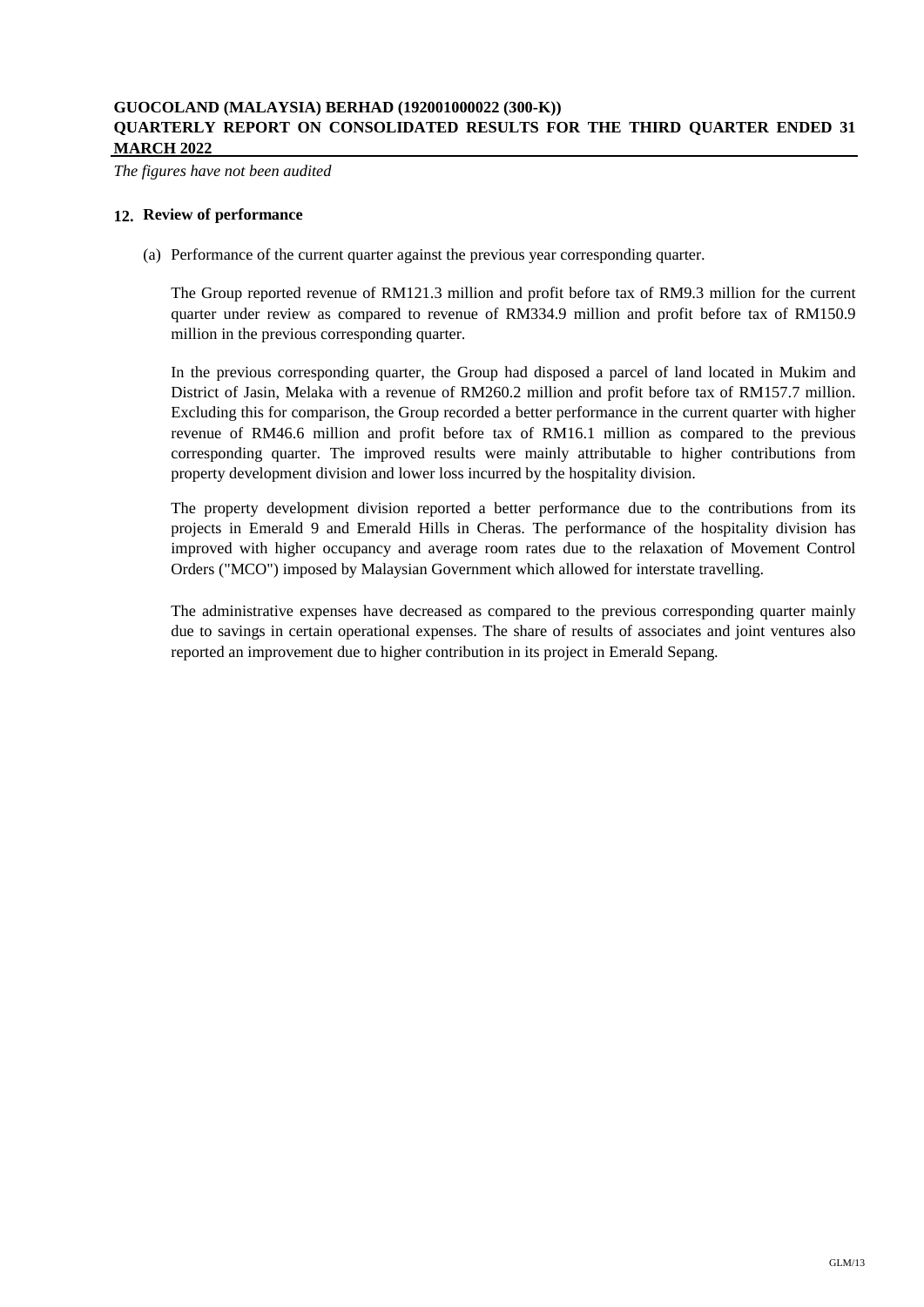## 12. Review of performance

(a) Performance of the current quarter against the previous year corresponding quarter.

The Group reported revenue of RM121.3 million and profit before tax of RM9.3 million for the current quarter under review as compared to revenue of RM334.9 million and profit before tax of RM150.9 million in the previous corresponding quarter.

In the previous corresponding quarter, the Group had disposed a parcel of land located in Mukim and District of Jasin, Melaka with a revenue of RM260.2 million and profit before tax of RM157.7 million. Excluding this for comparison, the Group recorded a better performance in the current quarter with higher revenue of RM46.6 million and profit before tax of RM16.1 million as compared to the previous corresponding quarter. The improved results were mainly attributable to higher contributions from property development division and lower loss incurred by the hospitality division.

The property development division reported a better performance due to the contributions from its projects in Emerald 9 and Emerald Hills in Cheras. The performance of the hospitality division has improved with higher occupancy and average room rates due to the relaxation of Movement Control Orders ("MCO") imposed by Malaysian Government which allowed for interstate travelling.

The administrative expenses have decreased as compared to the previous corresponding quarter mainly due to savings in certain operational expenses. The share of results of associates and joint ventures also reported an improvement due to higher contribution in its project in Emerald Sepang.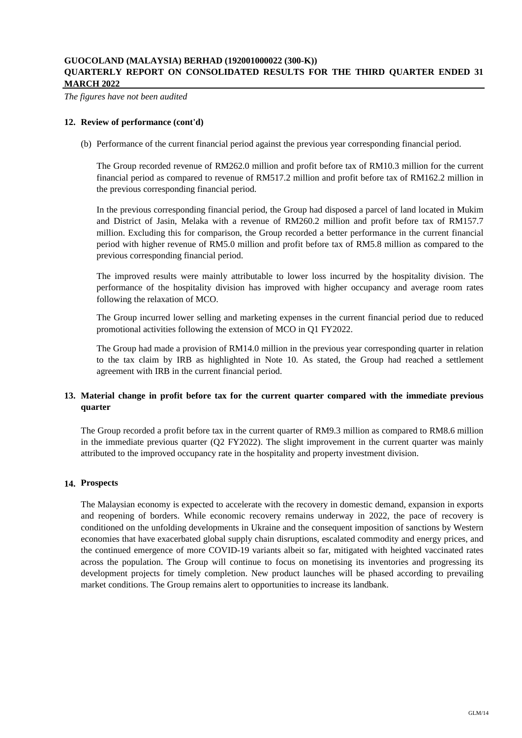## 12. Review of performance (cont'd)

(b) Performance of the current financial period against the previous year corresponding financial period.

The Group recorded revenue of RM262.0 million and profit before tax of RM10.3 million for the current financial period as compared to revenue of RM517.2 million and profit before tax of RM162.2 million in the previous corresponding financial period.

In the previous corresponding financial period, the Group had disposed a parcel of land located in Mukim and District of Jasin, Melaka with a revenue of RM260.2 million and profit before tax of RM157.7 million. Excluding this for comparison, the Group recorded a better performance in the current financial period with higher revenue of RM5.0 million and profit before tax of RM5.8 million as compared to the previous corresponding financial period.

The improved results were mainly attributable to lower loss incurred by the hospitality division. The performance of the hospitality division has improved with higher occupancy and average room rates following the relaxation of MCO.

The Group incurred lower selling and marketing expenses in the current financial period due to reduced promotional activities following the extension of MCO in Q1 FY2022.

The Group had made a provision of RM14.0 million in the previous year corresponding quarter in relation to the tax claim by IRB as highlighted in Note 10. As stated, the Group had reached a settlement agreement with IRB in the current financial period.

## 13. Material change in profit before tax for the current quarter compared with the immediate previous quarter

The Group recorded a profit before tax in the current quarter of RM9.3 million as compared to RM8.6 million in the immediate previous quarter (Q2 FY2022). The slight improvement in the current quarter was mainly attributed to the improved occupancy rate in the hospitality and property investment division.

## 14. Prospects

The Malaysian economy is expected to accelerate with the recovery in domestic demand, expansion in exports and reopening of borders. While economic recovery remains underway in 2022, the pace of recovery is conditioned on the unfolding developments in Ukraine and the consequent imposition of sanctions by Western economies that have exacerbated global supply chain disruptions, escalated commodity and energy prices, and the continued emergence of more COVID-19 variants albeit so far, mitigated with heighted vaccinated rates across the population. The Group will continue to focus on monetising its inventories and progressing its development projects for timely completion. New product launches will be phased according to prevailing market conditions. The Group remains alert to opportunities to increase its landbank.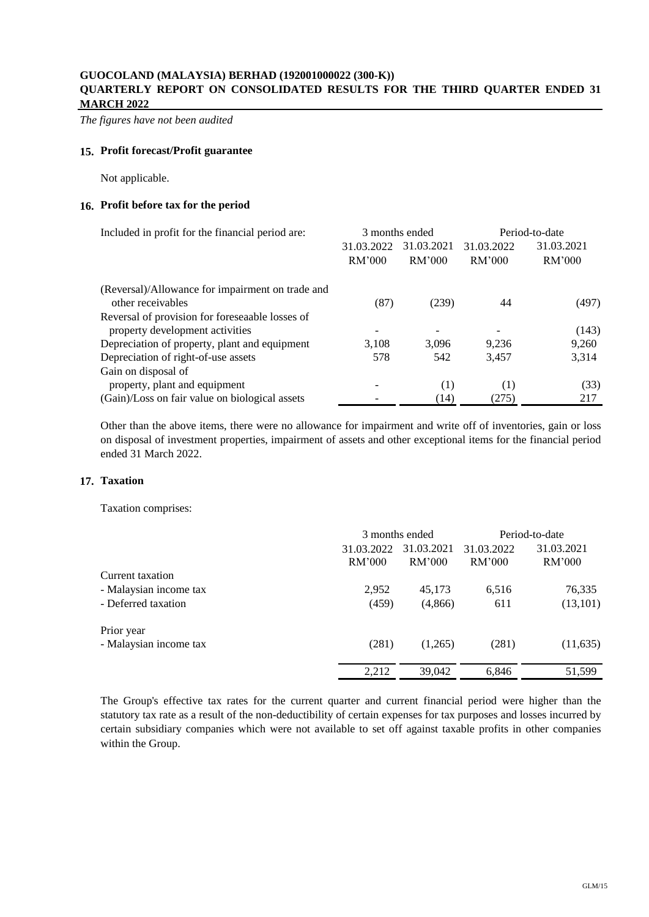**GUOCOLAND (MALAYSIA) BERHAD (192001000022 (300-K))**
**QUARTERLY REPORT ON CONSOLIDATED RESULTS FOR THE THIRD QUARTER ENDED 31 MARCH 2022**

*The figures have not been audited*

## 15. Profit forecast/Profit guarantee

Not applicable.

## 16. Profit before tax for the period

| Included in profit for the financial period are: | 3 months ended | | Period-to-date | |
|---|---|---|---|---|
| | 31.03.2022 RM'000 | 31.03.2021 RM'000 | 31.03.2022 RM'000 | 31.03.2021 RM'000 |
| (Reversal)/Allowance for impairment on trade and other receivables | (87) | (239) | 44 | (497) |
| Reversal of provision for foreseaable losses of property development activities | - | - | - | (143) |
| Depreciation of property, plant and equipment | 3,108 | 3,096 | 9,236 | 9,260 |
| Depreciation of right-of-use assets | 578 | 542 | 3,457 | 3,314 |
| Gain on disposal of property, plant and equipment | - | (1) | (1) | (33) |
| (Gain)/Loss on fair value on biological assets | - | (14) | (275) | 217 |

Other than the above items, there were no allowance for impairment and write off of inventories, gain or loss on disposal of investment properties, impairment of assets and other exceptional items for the financial period ended 31 March 2022.

## 17. Taxation

Taxation comprises:

| | 3 months ended | | Period-to-date | |
|---|---|---|---|---|
| | 31.03.2022 RM'000 | 31.03.2021 RM'000 | 31.03.2022 RM'000 | 31.03.2021 RM'000 |
| Current taxation | | | | |
| - Malaysian income tax | 2,952 | 45,173 | 6,516 | 76,335 |
| - Deferred taxation | (459) | (4,866) | 611 | (13,101) |
| Prior year | | | | |
| - Malaysian income tax | (281) | (1,265) | (281) | (11,635) |
| | 2,212 | 39,042 | 6,846 | 51,599 |

The Group's effective tax rates for the current quarter and current financial period were higher than the statutory tax rate as a result of the non-deductibility of certain expenses for tax purposes and losses incurred by certain subsidiary companies which were not available to set off against taxable profits in other companies within the Group.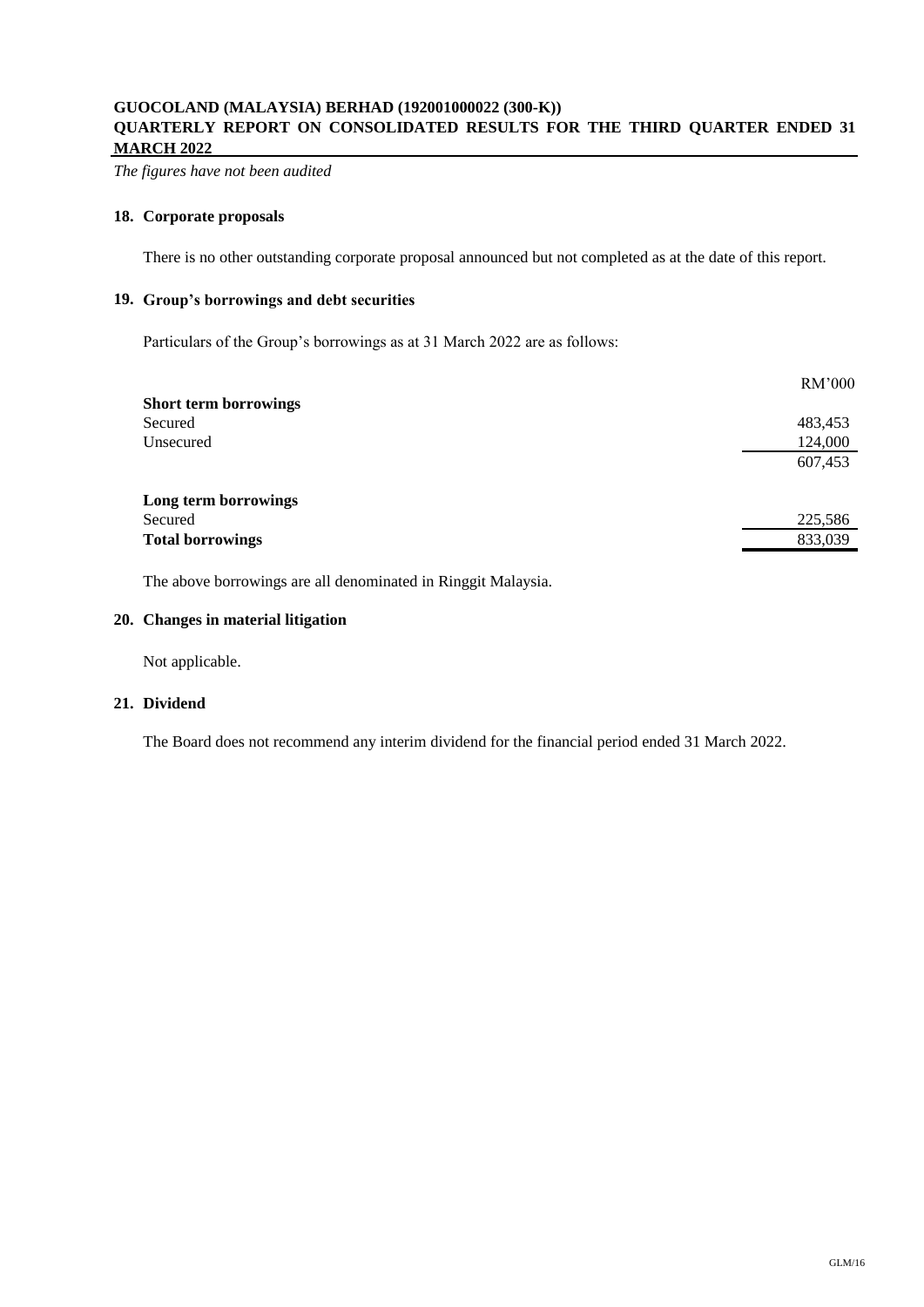**18. Corporate proposals**

There is no other outstanding corporate proposal announced but not completed as at the date of this report.

**19. Group's borrowings and debt securities**

Particulars of the Group's borrowings as at 31 March 2022 are as follows:

| | RM'000 |
|---|---|
| **Short term borrowings** | |
| Secured | 483,453 |
| Unsecured | 124,000 |
| | 607,453 |
| | |
| **Long term borrowings** | |
| Secured | 225,586 |
| **Total borrowings** | 833,039 |

The above borrowings are all denominated in Ringgit Malaysia.

**20. Changes in material litigation**

Not applicable.

**21. Dividend**

The Board does not recommend any interim dividend for the financial period ended 31 March 2022.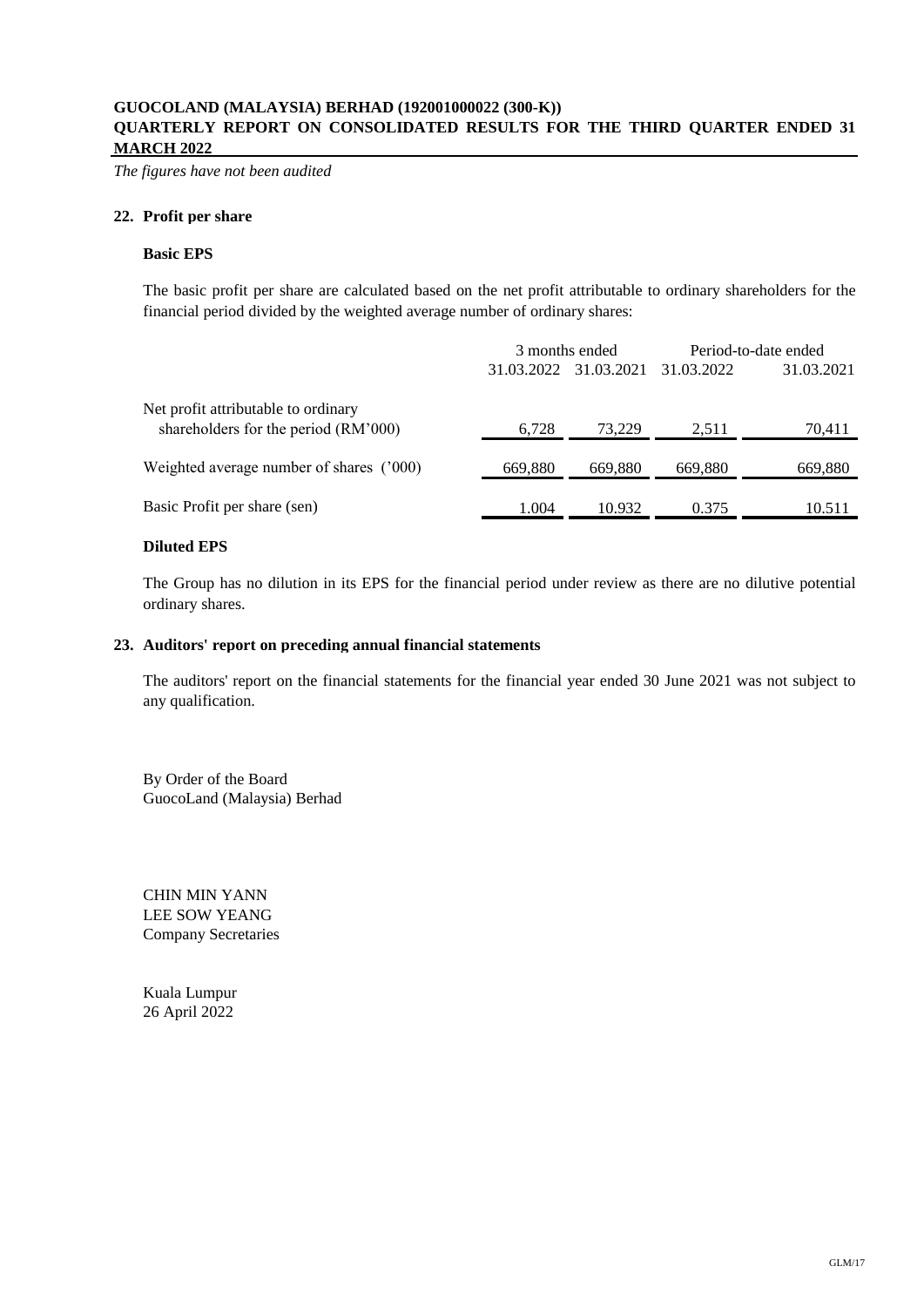## 22. Profit per share

### Basic EPS

The basic profit per share are calculated based on the net profit attributable to ordinary shareholders for the financial period divided by the weighted average number of ordinary shares:

| | 3 months ended | | Period-to-date ended | |
|---|---|---|---|---|
| | 31.03.2022 | 31.03.2021 | 31.03.2022 | 31.03.2021 |
| Net profit attributable to ordinary shareholders for the period (RM'000) | 6,728 | 73,229 | 2,511 | 70,411 |
| Weighted average number of shares ('000) | 669,880 | 669,880 | 669,880 | 669,880 |
| Basic Profit per share (sen) | 1.004 | 10.932 | 0.375 | 10.511 |

### Diluted EPS

The Group has no dilution in its EPS for the financial period under review as there are no dilutive potential ordinary shares.

## 23. Auditors' report on preceding annual financial statements

The auditors' report on the financial statements for the financial year ended 30 June 2021 was not subject to any qualification.

By Order of the Board
GuocoLand (Malaysia) Berhad

CHIN MIN YANN
LEE SOW YEANG
Company Secretaries

Kuala Lumpur
26 April 2022